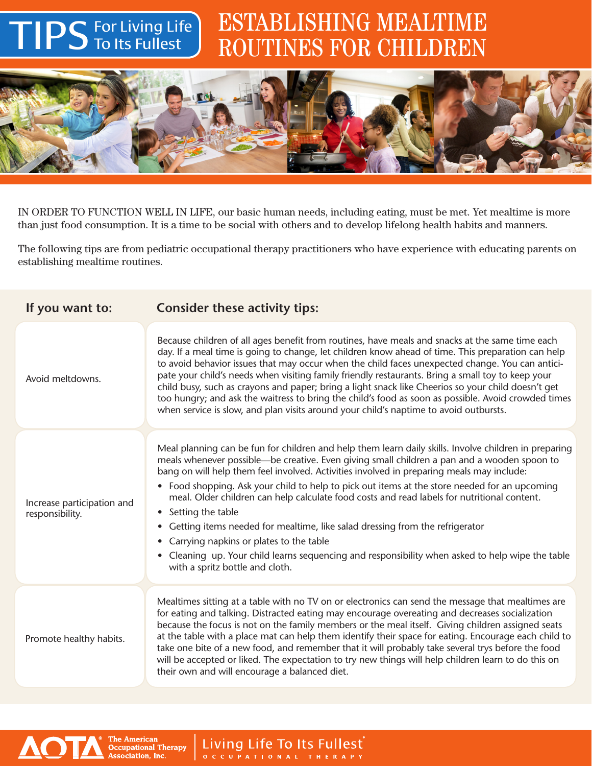# TIPS For Living Life To Its Fullest

# ESTABLISHING MEALTIME ROUTINES FOR CHILDREN

IN ORDER TO FUNCTION WELL IN LIFE, our basic human needs, including eating, must be met. Yet mealtime is more than just food consumption. It is a time to be social with others and to develop lifelong health habits and manners.

The following tips are from pediatric occupational therapy practitioners who have experience with educating parents on establishing mealtime routines.

| If you want to: | Consider these activity tips: |
|---|---|
| Avoid meltdowns. | Because children of all ages benefit from routines, have meals and snacks at the same time each day. If a meal time is going to change, let children know ahead of time. This preparation can help to avoid behavior issues that may occur when the child faces unexpected change. You can anticipate your child's needs when visiting family friendly restaurants. Bring a small toy to keep your child busy, such as crayons and paper; bring a light snack like Cheerios so your child doesn't get too hungry; and ask the waitress to bring the child's food as soon as possible. Avoid crowded times when service is slow, and plan visits around your child's naptime to avoid outbursts. |
| Increase participation and responsibility. | Meal planning can be fun for children and help them learn daily skills. Involve children in preparing meals whenever possible—be creative. Even giving small children a pan and a wooden spoon to bang on will help them feel involved. Activities involved in preparing meals may include:<br>• Food shopping. Ask your child to help to pick out items at the store needed for an upcoming meal. Older children can help calculate food costs and read labels for nutritional content.<br>• Setting the table<br>• Getting items needed for mealtime, like salad dressing from the refrigerator<br>• Carrying napkins or plates to the table<br>• Cleaning up. Your child learns sequencing and responsibility when asked to help wipe the table with a spritz bottle and cloth. |
| Promote healthy habits. | Mealtimes sitting at a table with no TV on or electronics can send the message that mealtimes are for eating and talking. Distracted eating may encourage overeating and decreases socialization because the focus is not on the family members or the meal itself. Giving children assigned seats at the table with a place mat can help them identify their space for eating. Encourage each child to take one bite of a new food, and remember that it will probably take several trys before the food will be accepted or liked. The expectation to try new things will help children learn to do this on their own and will encourage a balanced diet. |

AOTA® The American Occupational Therapy Association, Inc. | Living Life To Its Fullest® OCCUPATIONAL THERAPY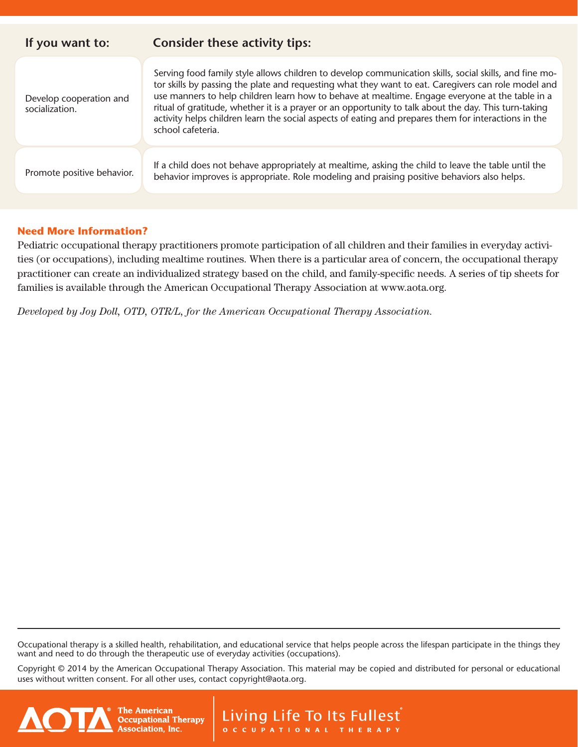| If you want to: | Consider these activity tips: |
|---|---|
| Develop cooperation and socialization. | Serving food family style allows children to develop communication skills, social skills, and fine motor skills by passing the plate and requesting what they want to eat. Caregivers can role model and use manners to help children learn how to behave at mealtime. Engage everyone at the table in a ritual of gratitude, whether it is a prayer or an opportunity to talk about the day. This turn-taking activity helps children learn the social aspects of eating and prepares them for interactions in the school cafeteria. |
| Promote positive behavior. | If a child does not behave appropriately at mealtime, asking the child to leave the table until the behavior improves is appropriate. Role modeling and praising positive behaviors also helps. |

## Need More Information?

Pediatric occupational therapy practitioners promote participation of all children and their families in everyday activities (or occupations), including mealtime routines. When there is a particular area of concern, the occupational therapy practitioner can create an individualized strategy based on the child, and family-specific needs. A series of tip sheets for families is available through the American Occupational Therapy Association at www.aota.org.

*Developed by Joy Doll, OTD, OTR/L, for the American Occupational Therapy Association.*

---

Occupational therapy is a skilled health, rehabilitation, and educational service that helps people across the lifespan participate in the things they want and need to do through the therapeutic use of everyday activities (occupations).

Copyright © 2014 by the American Occupational Therapy Association. This material may be copied and distributed for personal or educational uses without written consent. For all other uses, contact copyright@aota.org.

AOTA® The American Occupational Therapy Association, Inc.

Living Life To Its Fullest® OCCUPATIONAL THERAPY